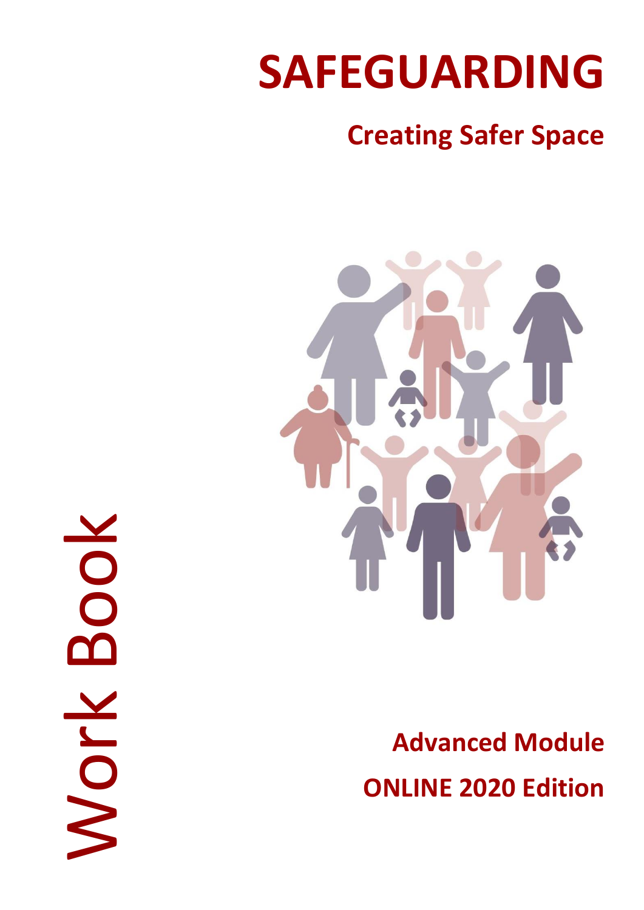# SAFEGUARDING

## Creating Safer Space

Work Book

**Advanced Module**

**ONLINE 2020 Edition**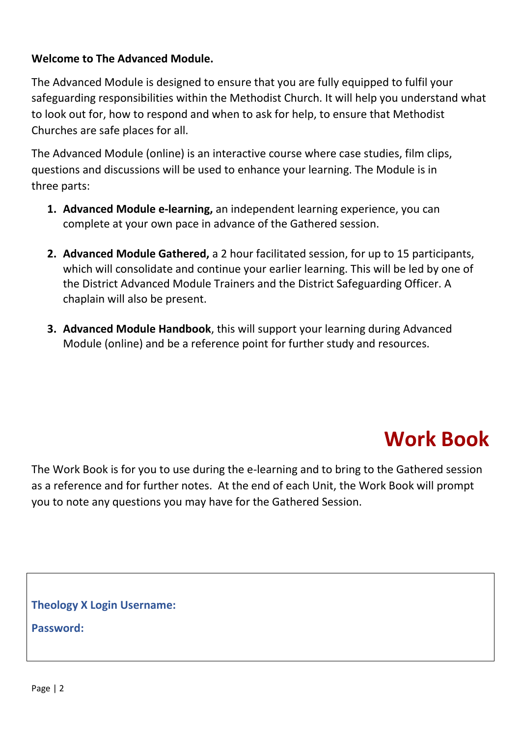**Welcome to The Advanced Module.**

The Advanced Module is designed to ensure that you are fully equipped to fulfil your safeguarding responsibilities within the Methodist Church. It will help you understand what to look out for, how to respond and when to ask for help, to ensure that Methodist Churches are safe places for all.

The Advanced Module (online) is an interactive course where case studies, film clips, questions and discussions will be used to enhance your learning. The Module is in three parts:

1. **Advanced Module e-learning,** an independent learning experience, you can complete at your own pace in advance of the Gathered session.

2. **Advanced Module Gathered,** a 2 hour facilitated session, for up to 15 participants, which will consolidate and continue your earlier learning. This will be led by one of the District Advanced Module Trainers and the District Safeguarding Officer. A chaplain will also be present.

3. **Advanced Module Handbook**, this will support your learning during Advanced Module (online) and be a reference point for further study and resources.

# Work Book

The Work Book is for you to use during the e-learning and to bring to the Gathered session as a reference and for further notes. At the end of each Unit, the Work Book will prompt you to note any questions you may have for the Gathered Session.

**Theology X Login Username:**

**Password:**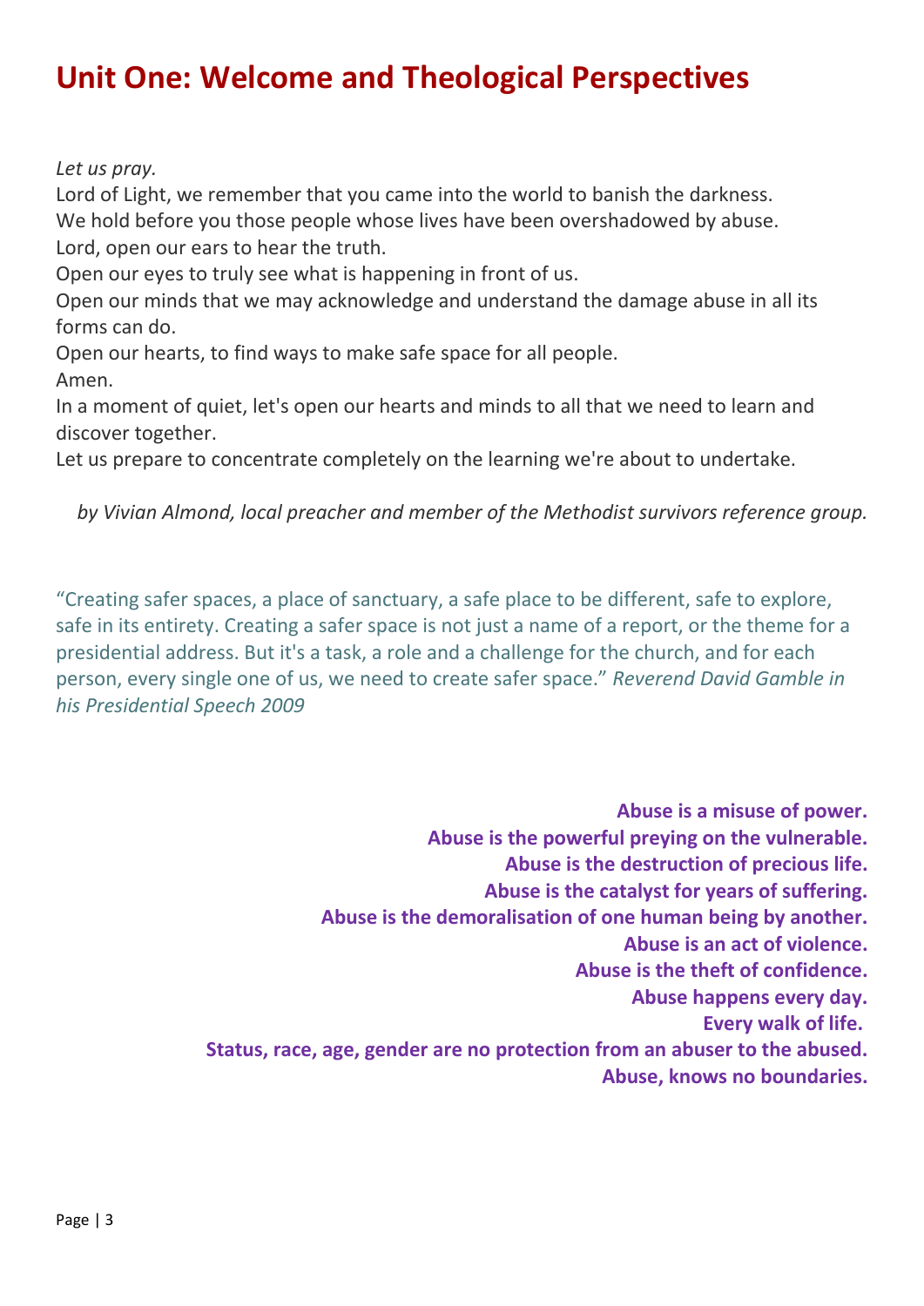# Unit One: Welcome and Theological Perspectives

*Let us pray.*

Lord of Light, we remember that you came into the world to banish the darkness.
We hold before you those people whose lives have been overshadowed by abuse.
Lord, open our ears to hear the truth.
Open our eyes to truly see what is happening in front of us.
Open our minds that we may acknowledge and understand the damage abuse in all its forms can do.
Open our hearts, to find ways to make safe space for all people.
Amen.
In a moment of quiet, let's open our hearts and minds to all that we need to learn and discover together.
Let us prepare to concentrate completely on the learning we're about to undertake.

*by Vivian Almond, local preacher and member of the Methodist survivors reference group.*

"Creating safer spaces, a place of sanctuary, a safe place to be different, safe to explore, safe in its entirety. Creating a safer space is not just a name of a report, or the theme for a presidential address. But it's a task, a role and a challenge for the church, and for each person, every single one of us, we need to create safer space." *Reverend David Gamble in his Presidential Speech 2009*

**Abuse is a misuse of power.**
**Abuse is the powerful preying on the vulnerable.**
**Abuse is the destruction of precious life.**
**Abuse is the catalyst for years of suffering.**
**Abuse is the demoralisation of one human being by another.**
**Abuse is an act of violence.**
**Abuse is the theft of confidence.**
**Abuse happens every day.**
**Every walk of life.**
**Status, race, age, gender are no protection from an abuser to the abused.**
**Abuse, knows no boundaries.**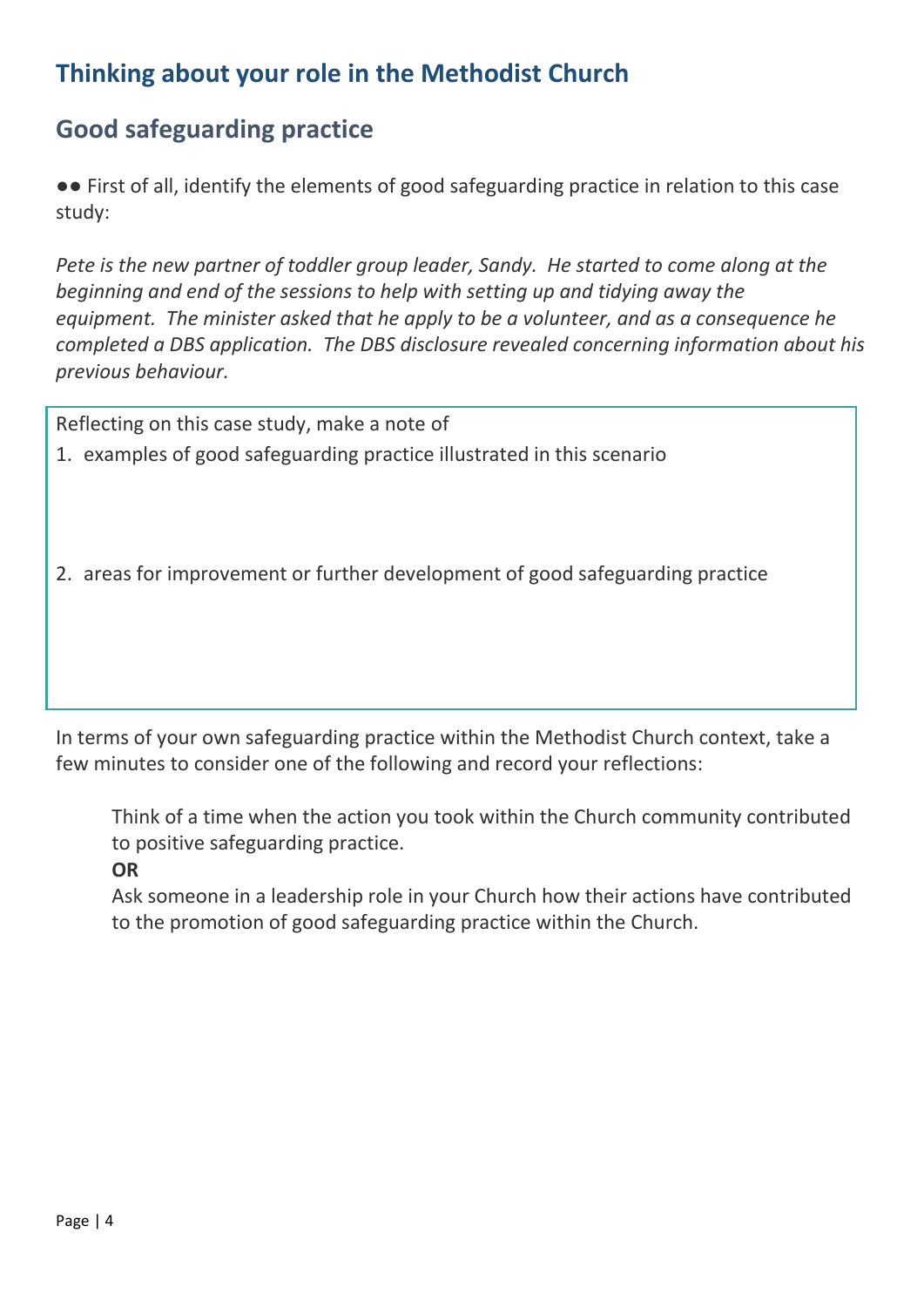# Thinking about your role in the Methodist Church

## Good safeguarding practice

●● First of all, identify the elements of good safeguarding practice in relation to this case study:

*Pete is the new partner of toddler group leader, Sandy. He started to come along at the beginning and end of the sessions to help with setting up and tidying away the equipment. The minister asked that he apply to be a volunteer, and as a consequence he completed a DBS application. The DBS disclosure revealed concerning information about his previous behaviour.*

Reflecting on this case study, make a note of

1. examples of good safeguarding practice illustrated in this scenario

2. areas for improvement or further development of good safeguarding practice

In terms of your own safeguarding practice within the Methodist Church context, take a few minutes to consider one of the following and record your reflections:

> Think of a time when the action you took within the Church community contributed to positive safeguarding practice.
>
> **OR**
>
> Ask someone in a leadership role in your Church how their actions have contributed to the promotion of good safeguarding practice within the Church.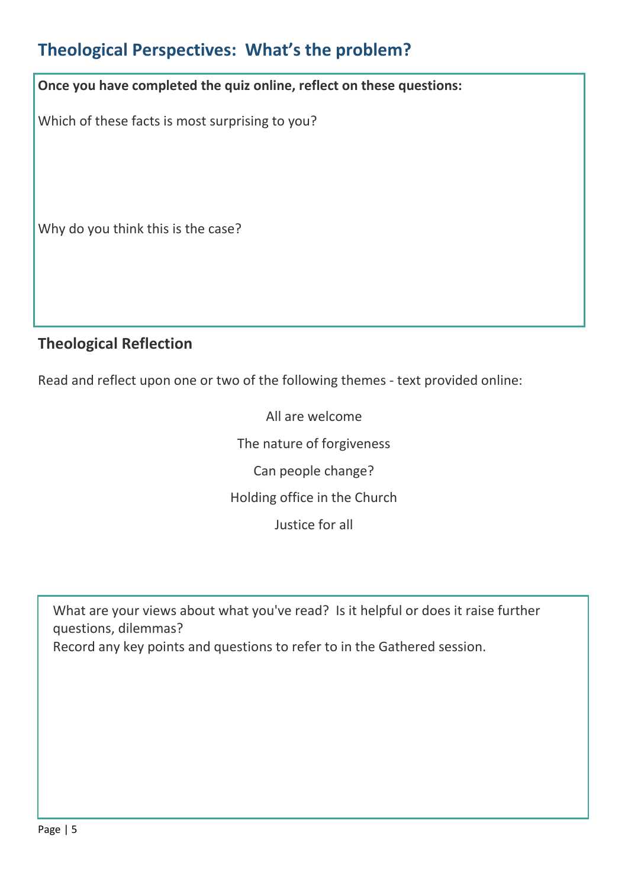## Theological Perspectives: What's the problem?

**Once you have completed the quiz online, reflect on these questions:**

Which of these facts is most surprising to you?

Why do you think this is the case?

### Theological Reflection

Read and reflect upon one or two of the following themes - text provided online:

All are welcome

The nature of forgiveness

Can people change?

Holding office in the Church

Justice for all

What are your views about what you've read? Is it helpful or does it raise further questions, dilemmas?

Record any key points and questions to refer to in the Gathered session.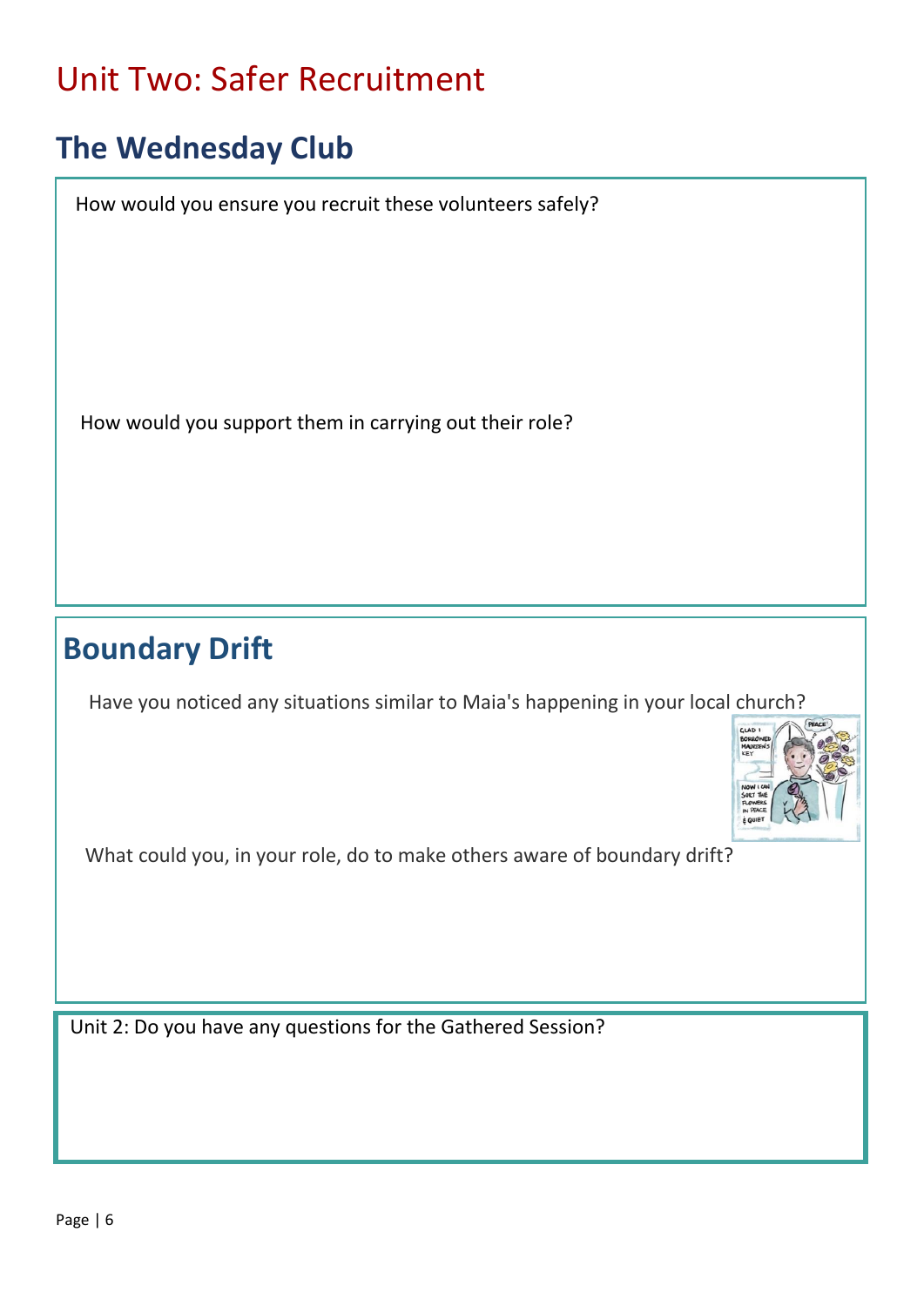# Unit Two: Safer Recruitment

## The Wednesday Club

How would you ensure you recruit these volunteers safely?

How would you support them in carrying out their role?

## Boundary Drift

Have you noticed any situations similar to Maia's happening in your local church?

What could you, in your role, do to make others aware of boundary drift?

Unit 2: Do you have any questions for the Gathered Session?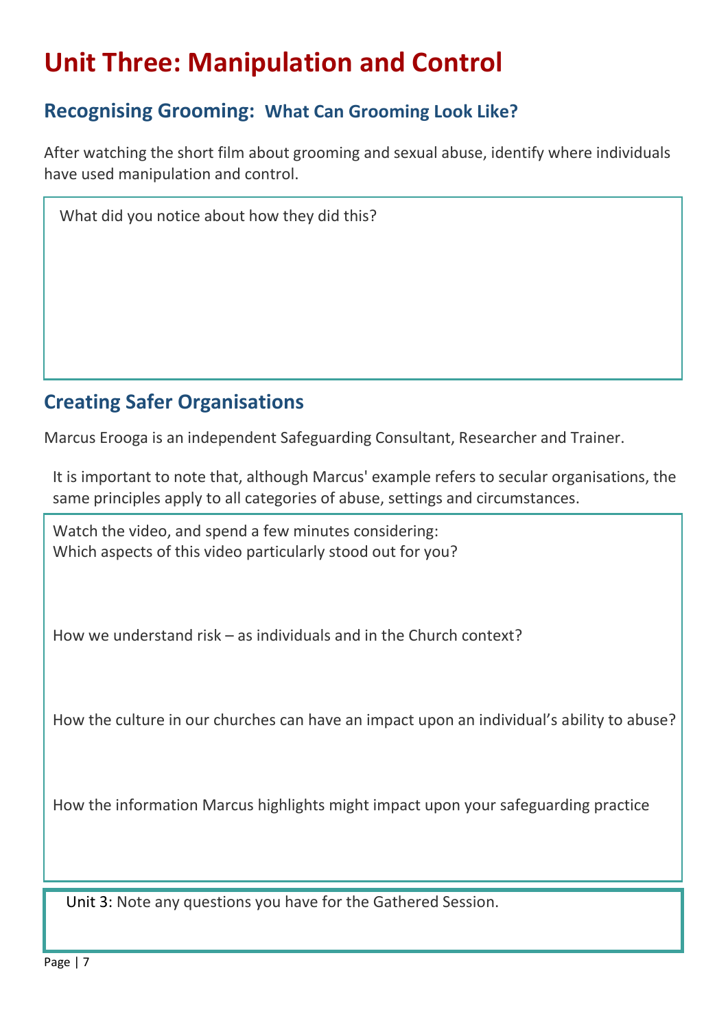# Unit Three: Manipulation and Control

## Recognising Grooming: What Can Grooming Look Like?

After watching the short film about grooming and sexual abuse, identify where individuals have used manipulation and control.

What did you notice about how they did this?

## Creating Safer Organisations

Marcus Erooga is an independent Safeguarding Consultant, Researcher and Trainer.

It is important to note that, although Marcus' example refers to secular organisations, the same principles apply to all categories of abuse, settings and circumstances.

Watch the video, and spend a few minutes considering:
Which aspects of this video particularly stood out for you?

How we understand risk – as individuals and in the Church context?

How the culture in our churches can have an impact upon an individual's ability to abuse?

How the information Marcus highlights might impact upon your safeguarding practice

Unit 3: Note any questions you have for the Gathered Session.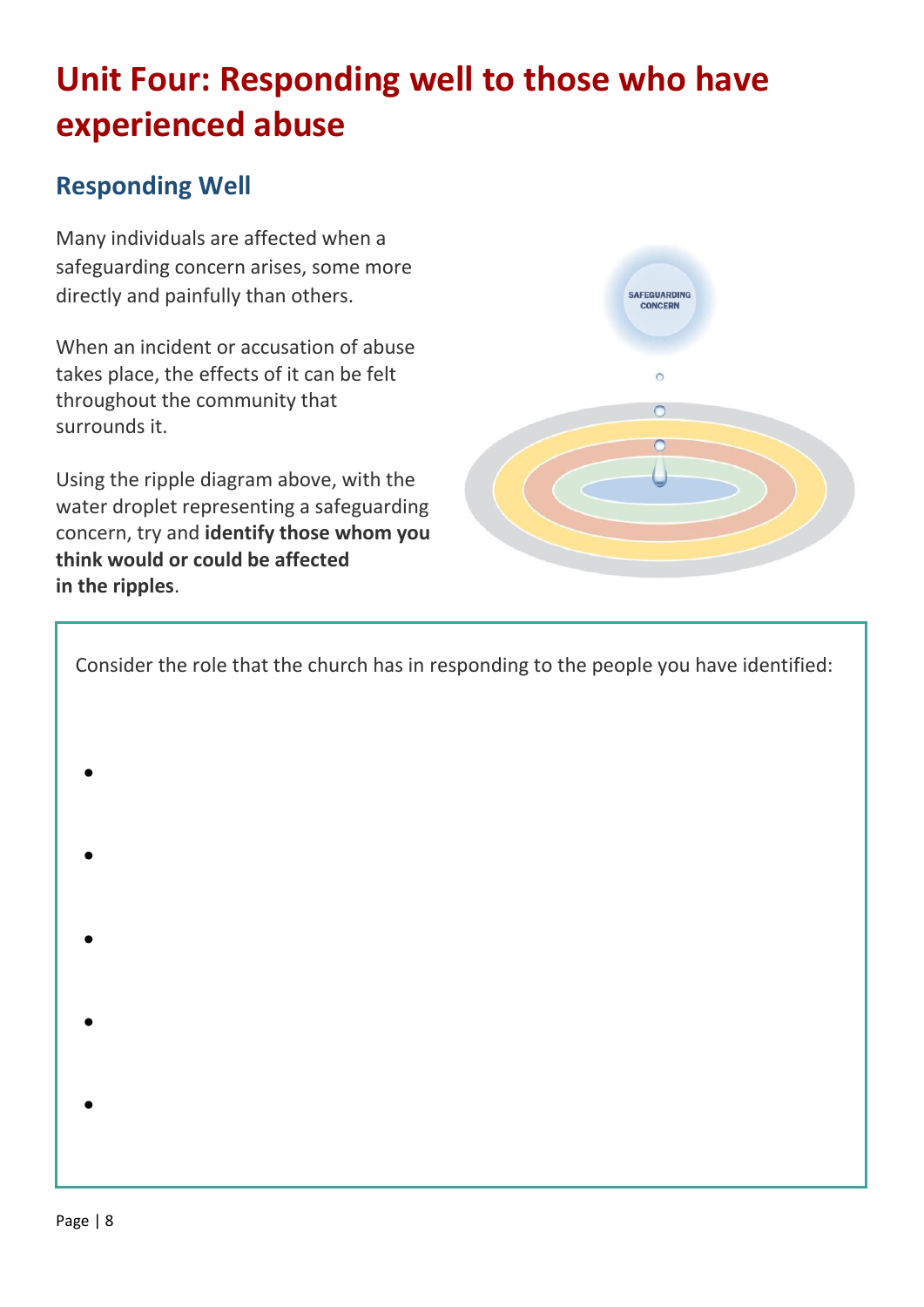# Unit Four: Responding well to those who have experienced abuse

## Responding Well

Many individuals are affected when a safeguarding concern arises, some more directly and painfully than others.

When an incident or accusation of abuse takes place, the effects of it can be felt throughout the community that surrounds it.

Using the ripple diagram above, with the water droplet representing a safeguarding concern, try and **identify those whom you think would or could be affected in the ripples**.

Consider the role that the church has in responding to the people you have identified:

- 
- 
- 
- 
-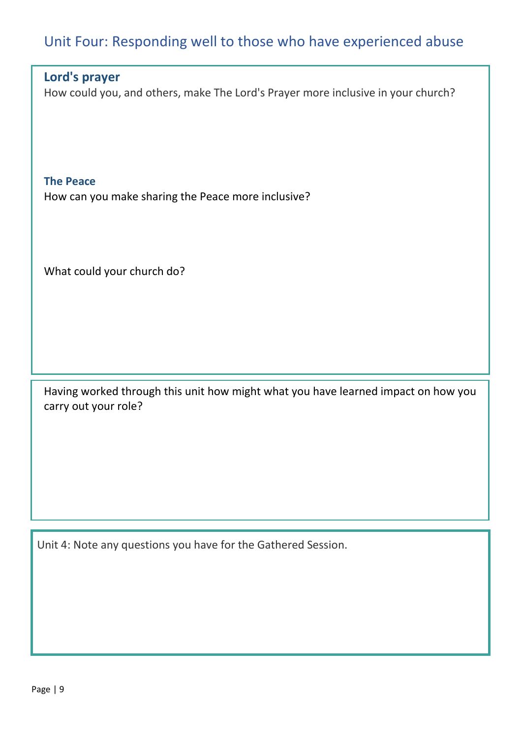## Unit Four: Responding well to those who have experienced abuse

### Lord's prayer

How could you, and others, make The Lord's Prayer more inclusive in your church?

### The Peace

How can you make sharing the Peace more inclusive?

What could your church do?

Having worked through this unit how might what you have learned impact on how you carry out your role?

Unit 4: Note any questions you have for the Gathered Session.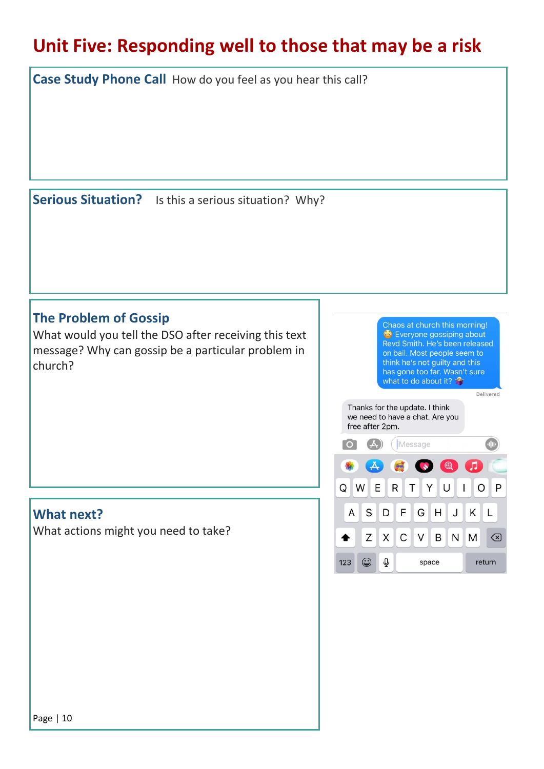# Unit Five: Responding well to those that may be a risk

## Case Study Phone Call

How do you feel as you hear this call?

## Serious Situation?

Is this a serious situation? Why?

## The Problem of Gossip

What would you tell the DSO after receiving this text message? Why can gossip be a particular problem in church?

Chaos at church this morning! 😳 Everyone gossiping about Revd Smith. He's been released on bail. Most people seem to think he's not guilty and this has gone too far. Wasn't sure what to do about it?

Delivered

Thanks for the update. I think we need to have a chat. Are you free after 2pm.

## What next?

What actions might you need to take?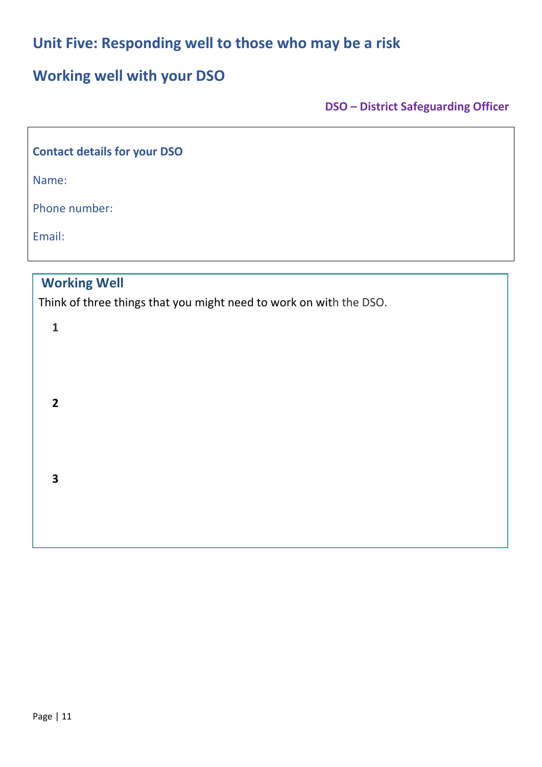# Unit Five: Responding well to those who may be a risk

## Working well with your DSO

**DSO – District Safeguarding Officer**

**Contact details for your DSO**

Name:

Phone number:

Email:

### Working Well

Think of three things that you might need to work on with the DSO.

**1**

**2**

**3**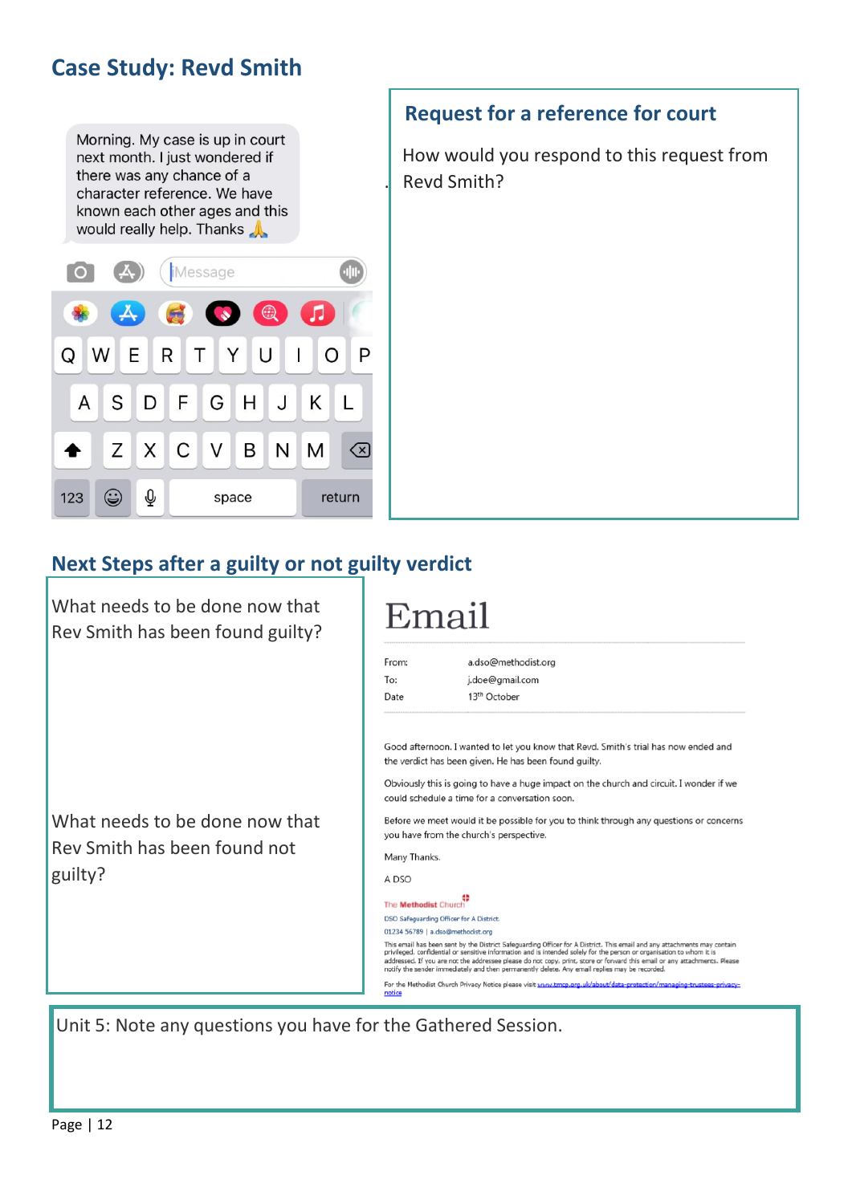## Case Study: Revd Smith

Morning. My case is up in court next month. I just wondered if there was any chance of a character reference. We have known each other ages and this would really help. Thanks 🙏

### Request for a reference for court

How would you respond to this request from Revd Smith?

## Next Steps after a guilty or not guilty verdict

What needs to be done now that Rev Smith has been found guilty?

What needs to be done now that Rev Smith has been found not guilty?

# Email

From: a.dso@methodist.org
To: j.doe@gmail.com
Date 13th October

Good afternoon. I wanted to let you know that Revd. Smith's trial has now ended and the verdict has been given. He has been found guilty.

Obviously this is going to have a huge impact on the church and circuit. I wonder if we could schedule a time for a conversation soon.

Before we meet would it be possible for you to think through any questions or concerns you have from the church's perspective.

Many Thanks.

A DSO

The Methodist Church
DSO Safeguarding Officer for A District.
01234 56789 | a.dso@methodist.org

This email has been sent by the District Safeguarding Officer for A District. This email and any attachments may contain privileged, confidential or sensitive information and is intended solely for the person or organisation to whom it is addressed. If you are not the addressee please do not copy, print, store or forward this email or any attachments. Please notify the sender immediately and then permanently delete. Any email replies may be recorded.

For the Methodist Church Privacy Notice please visit www.tmcp.org.uk/about/data-protection/managing-trustees-privacy-notice

Unit 5: Note any questions you have for the Gathered Session.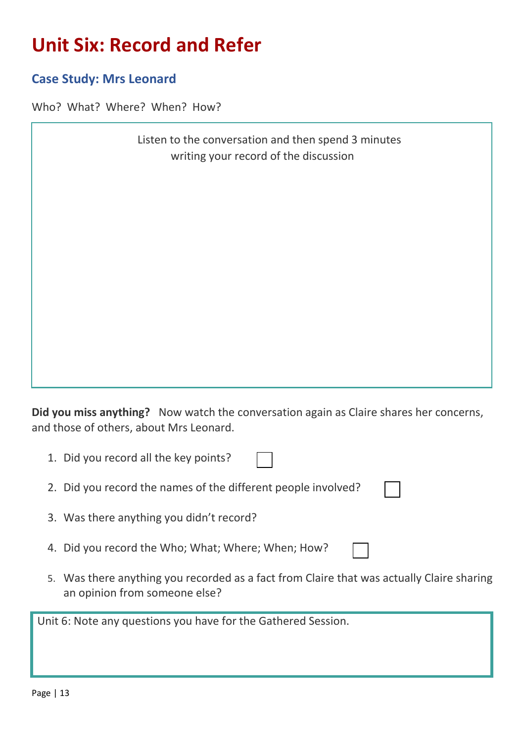# Unit Six: Record and Refer

## Case Study: Mrs Leonard

Who? What? Where? When? How?

Listen to the conversation and then spend 3 minutes writing your record of the discussion

**Did you miss anything?** Now watch the conversation again as Claire shares her concerns, and those of others, about Mrs Leonard.

1. Did you record all the key points? ☐
2. Did you record the names of the different people involved? ☐
3. Was there anything you didn't record?
4. Did you record the Who; What; Where; When; How? ☐
5. Was there anything you recorded as a fact from Claire that was actually Claire sharing an opinion from someone else?

Unit 6: Note any questions you have for the Gathered Session.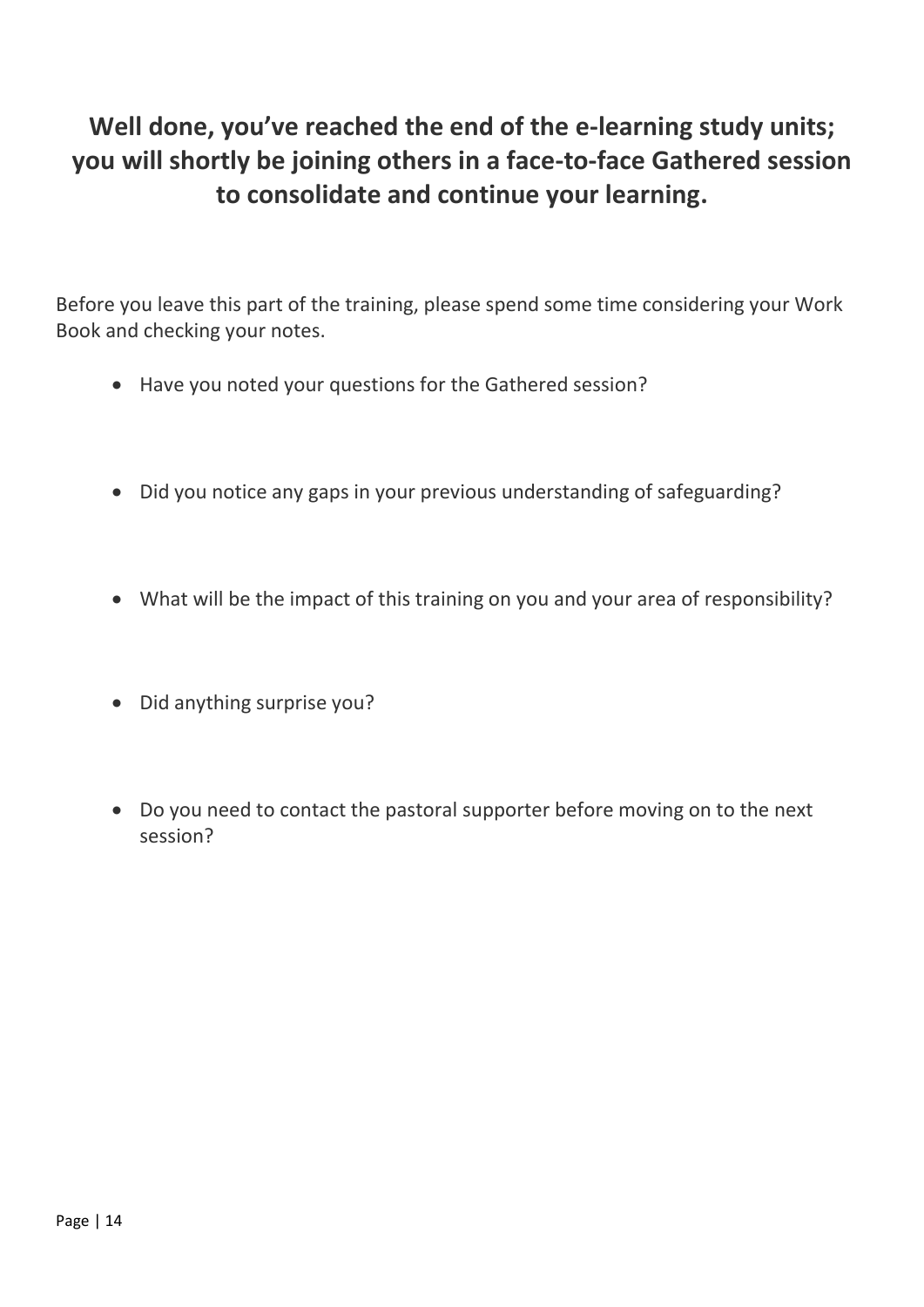## Well done, you've reached the end of the e-learning study units; you will shortly be joining others in a face-to-face Gathered session to consolidate and continue your learning.

Before you leave this part of the training, please spend some time considering your Work Book and checking your notes.

- Have you noted your questions for the Gathered session?
- Did you notice any gaps in your previous understanding of safeguarding?
- What will be the impact of this training on you and your area of responsibility?
- Did anything surprise you?
- Do you need to contact the pastoral supporter before moving on to the next session?